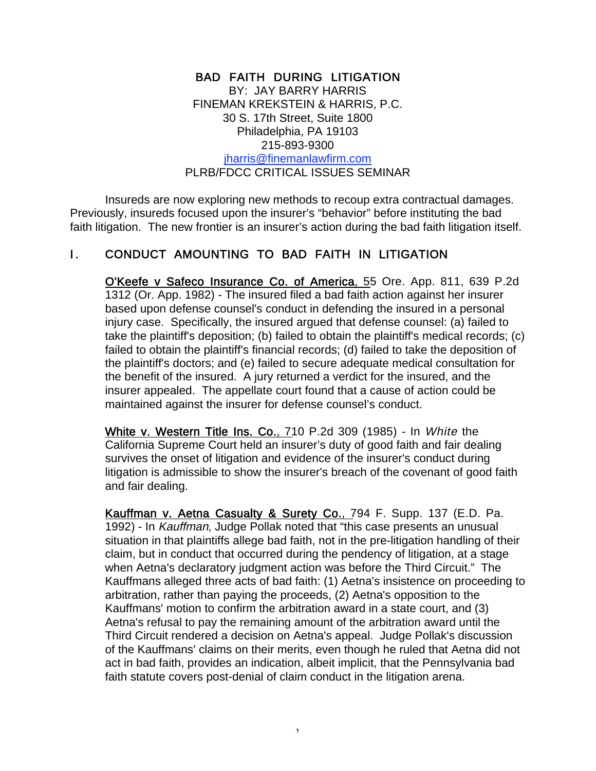# BAD FAITH DURING LITIGATION

BY: JAY BARRY HARRIS
FINEMAN KREKSTEIN & HARRIS, P.C.
30 S. 17th Street, Suite 1800
Philadelphia, PA 19103
215-893-9300
jharris@finemanlawfirm.com
PLRB/FDCC CRITICAL ISSUES SEMINAR

Insureds are now exploring new methods to recoup extra contractual damages. Previously, insureds focused upon the insurer's "behavior" before instituting the bad faith litigation. The new frontier is an insurer's action during the bad faith litigation itself.

## I. CONDUCT AMOUNTING TO BAD FAITH IN LITIGATION

O'Keefe v Safeco Insurance Co. of America, 55 Ore. App. 811, 639 P.2d 1312 (Or. App. 1982) - The insured filed a bad faith action against her insurer based upon defense counsel's conduct in defending the insured in a personal injury case. Specifically, the insured argued that defense counsel: (a) failed to take the plaintiff's deposition; (b) failed to obtain the plaintiff's medical records; (c) failed to obtain the plaintiff's financial records; (d) failed to take the deposition of the plaintiff's doctors; and (e) failed to secure adequate medical consultation for the benefit of the insured. A jury returned a verdict for the insured, and the insurer appealed. The appellate court found that a cause of action could be maintained against the insurer for defense counsel's conduct.

White v. Western Title Ins. Co., 710 P.2d 309 (1985) - In *White* the California Supreme Court held an insurer's duty of good faith and fair dealing survives the onset of litigation and evidence of the insurer's conduct during litigation is admissible to show the insurer's breach of the covenant of good faith and fair dealing.

Kauffman v. Aetna Casualty & Surety Co., 794 F. Supp. 137 (E.D. Pa. 1992) - In *Kauffman*, Judge Pollak noted that "this case presents an unusual situation in that plaintiffs allege bad faith, not in the pre-litigation handling of their claim, but in conduct that occurred during the pendency of litigation, at a stage when Aetna's declaratory judgment action was before the Third Circuit." The Kauffmans alleged three acts of bad faith: (1) Aetna's insistence on proceeding to arbitration, rather than paying the proceeds, (2) Aetna's opposition to the Kauffmans' motion to confirm the arbitration award in a state court, and (3) Aetna's refusal to pay the remaining amount of the arbitration award until the Third Circuit rendered a decision on Aetna's appeal. Judge Pollak's discussion of the Kauffmans' claims on their merits, even though he ruled that Aetna did not act in bad faith, provides an indication, albeit implicit, that the Pennsylvania bad faith statute covers post-denial of claim conduct in the litigation arena.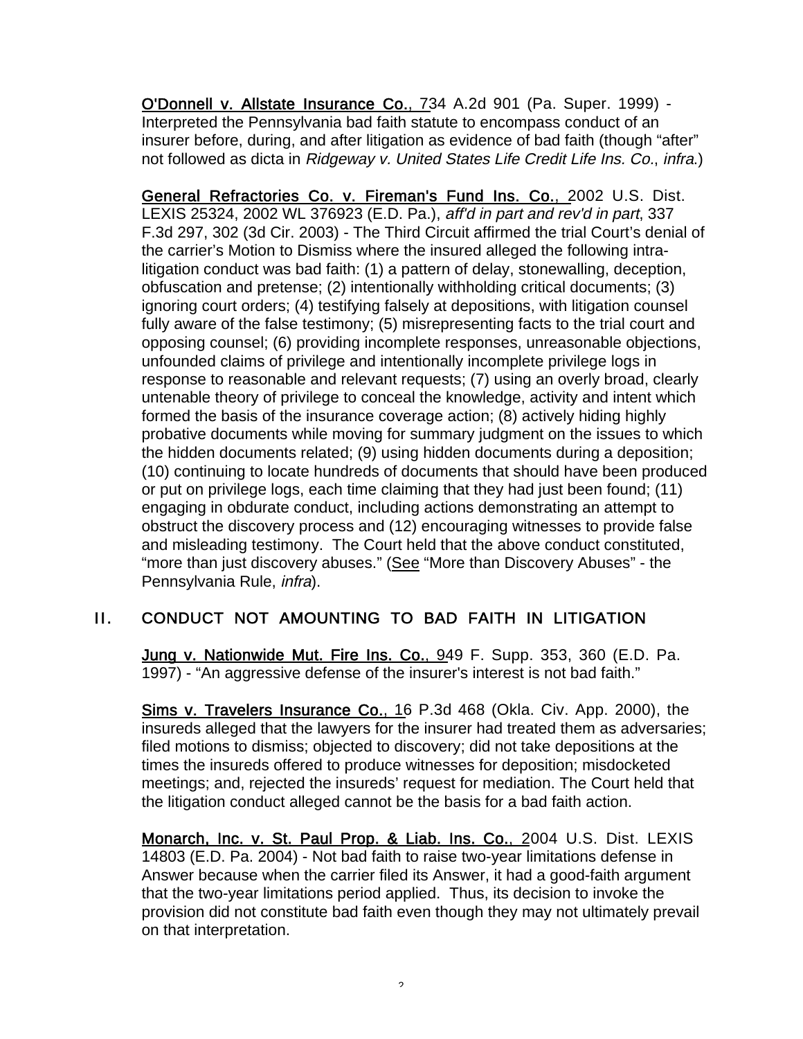<u>O'Donnell v. Allstate Insurance Co.</u>, 734 A.2d 901 (Pa. Super. 1999) - Interpreted the Pennsylvania bad faith statute to encompass conduct of an insurer before, during, and after litigation as evidence of bad faith (though "after" not followed as dicta in *Ridgeway v. United States Life Credit Life Ins. Co.*, *infra*.)

<u>General Refractories Co. v. Fireman's Fund Ins. Co.</u>, 2002 U.S. Dist. LEXIS 25324, 2002 WL 376923 (E.D. Pa.), *aff'd in part and rev'd in part*, 337 F.3d 297, 302 (3d Cir. 2003) - The Third Circuit affirmed the trial Court's denial of the carrier's Motion to Dismiss where the insured alleged the following intra-litigation conduct was bad faith: (1) a pattern of delay, stonewalling, deception, obfuscation and pretense; (2) intentionally withholding critical documents; (3) ignoring court orders; (4) testifying falsely at depositions, with litigation counsel fully aware of the false testimony; (5) misrepresenting facts to the trial court and opposing counsel; (6) providing incomplete responses, unreasonable objections, unfounded claims of privilege and intentionally incomplete privilege logs in response to reasonable and relevant requests; (7) using an overly broad, clearly untenable theory of privilege to conceal the knowledge, activity and intent which formed the basis of the insurance coverage action; (8) actively hiding highly probative documents while moving for summary judgment on the issues to which the hidden documents related; (9) using hidden documents during a deposition; (10) continuing to locate hundreds of documents that should have been produced or put on privilege logs, each time claiming that they had just been found; (11) engaging in obdurate conduct, including actions demonstrating an attempt to obstruct the discovery process and (12) encouraging witnesses to provide false and misleading testimony. The Court held that the above conduct constituted, "more than just discovery abuses." (<u>See</u> "More than Discovery Abuses" - the Pennsylvania Rule, *infra*).

## II. CONDUCT NOT AMOUNTING TO BAD FAITH IN LITIGATION

<u>Jung v. Nationwide Mut. Fire Ins. Co.</u>, 949 F. Supp. 353, 360 (E.D. Pa. 1997) - "An aggressive defense of the insurer's interest is not bad faith."

<u>Sims v. Travelers Insurance Co.</u>, 16 P.3d 468 (Okla. Civ. App. 2000), the insureds alleged that the lawyers for the insurer had treated them as adversaries; filed motions to dismiss; objected to discovery; did not take depositions at the times the insureds offered to produce witnesses for deposition; misdocketed meetings; and, rejected the insureds' request for mediation. The Court held that the litigation conduct alleged cannot be the basis for a bad faith action.

<u>Monarch, Inc. v. St. Paul Prop. & Liab. Ins. Co.</u>, 2004 U.S. Dist. LEXIS 14803 (E.D. Pa. 2004) - Not bad faith to raise two-year limitations defense in Answer because when the carrier filed its Answer, it had a good-faith argument that the two-year limitations period applied. Thus, its decision to invoke the provision did not constitute bad faith even though they may not ultimately prevail on that interpretation.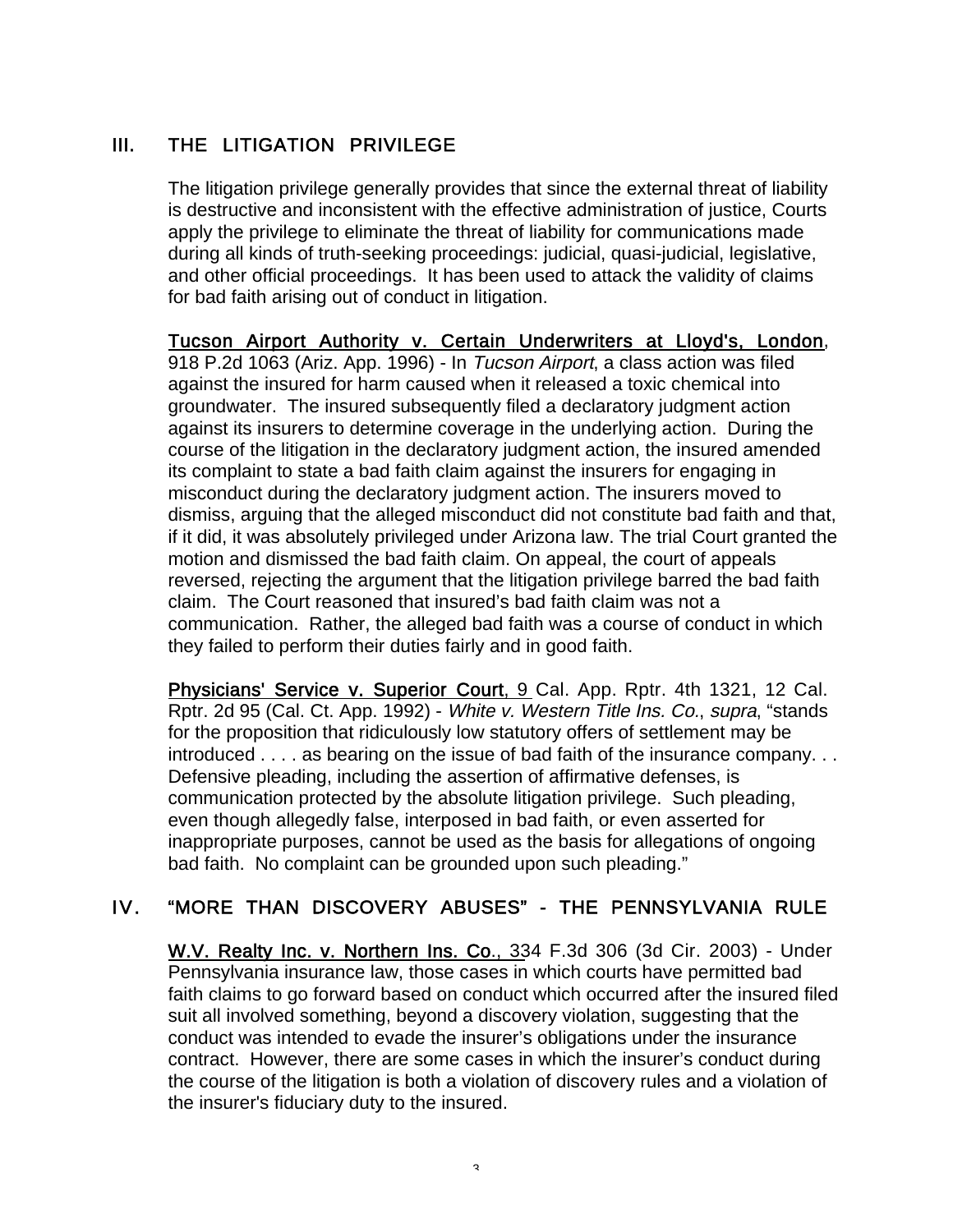## III. THE LITIGATION PRIVILEGE

The litigation privilege generally provides that since the external threat of liability is destructive and inconsistent with the effective administration of justice, Courts apply the privilege to eliminate the threat of liability for communications made during all kinds of truth-seeking proceedings: judicial, quasi-judicial, legislative, and other official proceedings. It has been used to attack the validity of claims for bad faith arising out of conduct in litigation.

Tucson Airport Authority v. Certain Underwriters at Lloyd's, London, 918 P.2d 1063 (Ariz. App. 1996) - In *Tucson Airport*, a class action was filed against the insured for harm caused when it released a toxic chemical into groundwater. The insured subsequently filed a declaratory judgment action against its insurers to determine coverage in the underlying action. During the course of the litigation in the declaratory judgment action, the insured amended its complaint to state a bad faith claim against the insurers for engaging in misconduct during the declaratory judgment action. The insurers moved to dismiss, arguing that the alleged misconduct did not constitute bad faith and that, if it did, it was absolutely privileged under Arizona law. The trial Court granted the motion and dismissed the bad faith claim. On appeal, the court of appeals reversed, rejecting the argument that the litigation privilege barred the bad faith claim. The Court reasoned that insured's bad faith claim was not a communication. Rather, the alleged bad faith was a course of conduct in which they failed to perform their duties fairly and in good faith.

Physicians' Service v. Superior Court, 9 Cal. App. Rptr. 4th 1321, 12 Cal. Rptr. 2d 95 (Cal. Ct. App. 1992) - *White v. Western Title Ins. Co.*, *supra*, "stands for the proposition that ridiculously low statutory offers of settlement may be introduced . . . . as bearing on the issue of bad faith of the insurance company. . . Defensive pleading, including the assertion of affirmative defenses, is communication protected by the absolute litigation privilege. Such pleading, even though allegedly false, interposed in bad faith, or even asserted for inappropriate purposes, cannot be used as the basis for allegations of ongoing bad faith. No complaint can be grounded upon such pleading."

## IV. "MORE THAN DISCOVERY ABUSES" - THE PENNSYLVANIA RULE

W.V. Realty Inc. v. Northern Ins. Co., 334 F.3d 306 (3d Cir. 2003) - Under Pennsylvania insurance law, those cases in which courts have permitted bad faith claims to go forward based on conduct which occurred after the insured filed suit all involved something, beyond a discovery violation, suggesting that the conduct was intended to evade the insurer's obligations under the insurance contract. However, there are some cases in which the insurer's conduct during the course of the litigation is both a violation of discovery rules and a violation of the insurer's fiduciary duty to the insured.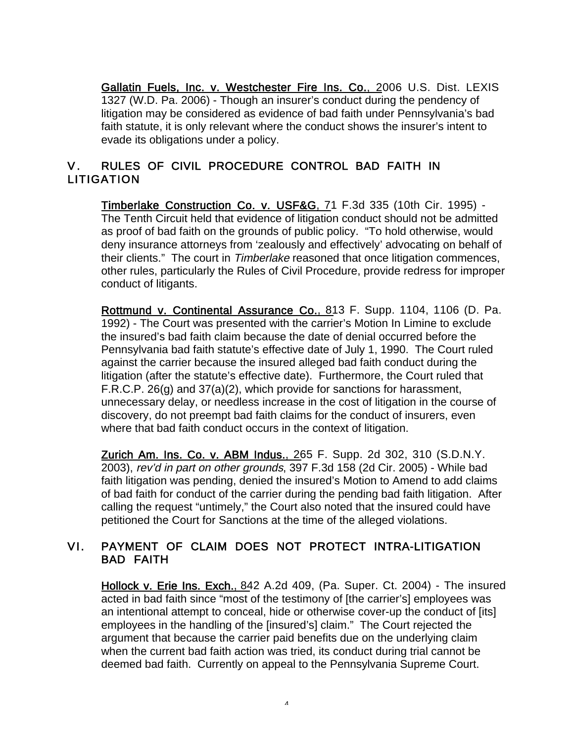Gallatin Fuels, Inc. v. Westchester Fire Ins. Co., 2006 U.S. Dist. LEXIS 1327 (W.D. Pa. 2006) - Though an insurer's conduct during the pendency of litigation may be considered as evidence of bad faith under Pennsylvania's bad faith statute, it is only relevant where the conduct shows the insurer's intent to evade its obligations under a policy.

## V. RULES OF CIVIL PROCEDURE CONTROL BAD FAITH IN LITIGATION

Timberlake Construction Co. v. USF&G, 71 F.3d 335 (10th Cir. 1995) - The Tenth Circuit held that evidence of litigation conduct should not be admitted as proof of bad faith on the grounds of public policy. "To hold otherwise, would deny insurance attorneys from 'zealously and effectively' advocating on behalf of their clients." The court in *Timberlake* reasoned that once litigation commences, other rules, particularly the Rules of Civil Procedure, provide redress for improper conduct of litigants.

Rottmund v. Continental Assurance Co., 813 F. Supp. 1104, 1106 (D. Pa. 1992) - The Court was presented with the carrier's Motion In Limine to exclude the insured's bad faith claim because the date of denial occurred before the Pennsylvania bad faith statute's effective date of July 1, 1990. The Court ruled against the carrier because the insured alleged bad faith conduct during the litigation (after the statute's effective date). Furthermore, the Court ruled that F.R.C.P. 26(g) and 37(a)(2), which provide for sanctions for harassment, unnecessary delay, or needless increase in the cost of litigation in the course of discovery, do not preempt bad faith claims for the conduct of insurers, even where that bad faith conduct occurs in the context of litigation.

Zurich Am. Ins. Co. v. ABM Indus., 265 F. Supp. 2d 302, 310 (S.D.N.Y. 2003), *rev'd in part on other grounds*, 397 F.3d 158 (2d Cir. 2005) - While bad faith litigation was pending, denied the insured's Motion to Amend to add claims of bad faith for conduct of the carrier during the pending bad faith litigation. After calling the request "untimely," the Court also noted that the insured could have petitioned the Court for Sanctions at the time of the alleged violations.

## VI. PAYMENT OF CLAIM DOES NOT PROTECT INTRA-LITIGATION BAD FAITH

Hollock v. Erie Ins. Exch., 842 A.2d 409, (Pa. Super. Ct. 2004) - The insured acted in bad faith since "most of the testimony of [the carrier's] employees was an intentional attempt to conceal, hide or otherwise cover-up the conduct of [its] employees in the handling of the [insured's] claim." The Court rejected the argument that because the carrier paid benefits due on the underlying claim when the current bad faith action was tried, its conduct during trial cannot be deemed bad faith. Currently on appeal to the Pennsylvania Supreme Court.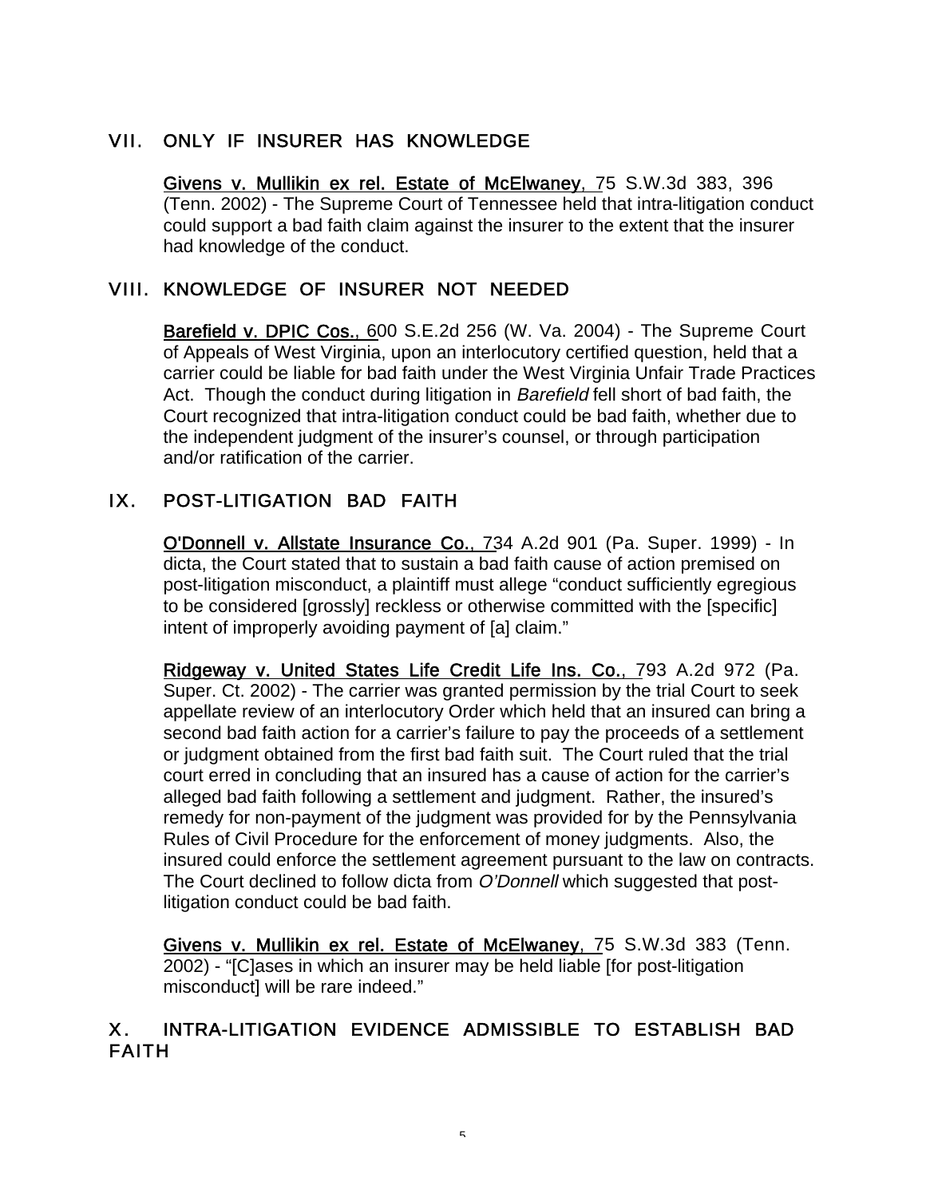## VII. ONLY IF INSURER HAS KNOWLEDGE

Givens v. Mullikin ex rel. Estate of McElwaney, 75 S.W.3d 383, 396 (Tenn. 2002) - The Supreme Court of Tennessee held that intra-litigation conduct could support a bad faith claim against the insurer to the extent that the insurer had knowledge of the conduct.

## VIII. KNOWLEDGE OF INSURER NOT NEEDED

Barefield v. DPIC Cos., 600 S.E.2d 256 (W. Va. 2004) - The Supreme Court of Appeals of West Virginia, upon an interlocutory certified question, held that a carrier could be liable for bad faith under the West Virginia Unfair Trade Practices Act. Though the conduct during litigation in *Barefield* fell short of bad faith, the Court recognized that intra-litigation conduct could be bad faith, whether due to the independent judgment of the insurer's counsel, or through participation and/or ratification of the carrier.

## IX. POST-LITIGATION BAD FAITH

O'Donnell v. Allstate Insurance Co., 734 A.2d 901 (Pa. Super. 1999) - In dicta, the Court stated that to sustain a bad faith cause of action premised on post-litigation misconduct, a plaintiff must allege "conduct sufficiently egregious to be considered [grossly] reckless or otherwise committed with the [specific] intent of improperly avoiding payment of [a] claim."

Ridgeway v. United States Life Credit Life Ins. Co., 793 A.2d 972 (Pa. Super. Ct. 2002) - The carrier was granted permission by the trial Court to seek appellate review of an interlocutory Order which held that an insured can bring a second bad faith action for a carrier's failure to pay the proceeds of a settlement or judgment obtained from the first bad faith suit. The Court ruled that the trial court erred in concluding that an insured has a cause of action for the carrier's alleged bad faith following a settlement and judgment. Rather, the insured's remedy for non-payment of the judgment was provided for by the Pennsylvania Rules of Civil Procedure for the enforcement of money judgments. Also, the insured could enforce the settlement agreement pursuant to the law on contracts. The Court declined to follow dicta from *O'Donnell* which suggested that post-litigation conduct could be bad faith.

Givens v. Mullikin ex rel. Estate of McElwaney, 75 S.W.3d 383 (Tenn. 2002) - "[C]ases in which an insurer may be held liable [for post-litigation misconduct] will be rare indeed."

## X. INTRA-LITIGATION EVIDENCE ADMISSIBLE TO ESTABLISH BAD FAITH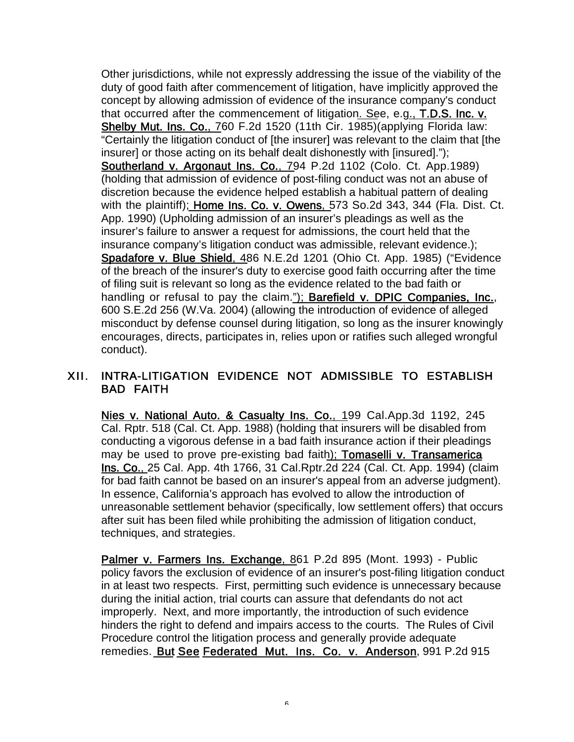Other jurisdictions, while not expressly addressing the issue of the viability of the duty of good faith after commencement of litigation, have implicitly approved the concept by allowing admission of evidence of the insurance company's conduct that occurred after the commencement of litigation. See, e.g., T.D.S. Inc. v. Shelby Mut. Ins. Co., 760 F.2d 1520 (11th Cir. 1985)(applying Florida law: "Certainly the litigation conduct of [the insurer] was relevant to the claim that [the insurer] or those acting on its behalf dealt dishonestly with [insured]."); Southerland v. Argonaut Ins. Co., 794 P.2d 1102 (Colo. Ct. App.1989) (holding that admission of evidence of post-filing conduct was not an abuse of discretion because the evidence helped establish a habitual pattern of dealing with the plaintiff); Home Ins. Co. v. Owens, 573 So.2d 343, 344 (Fla. Dist. Ct. App. 1990) (Upholding admission of an insurer's pleadings as well as the insurer's failure to answer a request for admissions, the court held that the insurance company's litigation conduct was admissible, relevant evidence.); Spadafore v. Blue Shield, 486 N.E.2d 1201 (Ohio Ct. App. 1985) ("Evidence of the breach of the insurer's duty to exercise good faith occurring after the time of filing suit is relevant so long as the evidence related to the bad faith or handling or refusal to pay the claim."); Barefield v. DPIC Companies, Inc., 600 S.E.2d 256 (W.Va. 2004) (allowing the introduction of evidence of alleged misconduct by defense counsel during litigation, so long as the insurer knowingly encourages, directs, participates in, relies upon or ratifies such alleged wrongful conduct).

## XII. INTRA-LITIGATION EVIDENCE NOT ADMISSIBLE TO ESTABLISH BAD FAITH

Nies v. National Auto. & Casualty Ins. Co., 199 Cal.App.3d 1192, 245 Cal. Rptr. 518 (Cal. Ct. App. 1988) (holding that insurers will be disabled from conducting a vigorous defense in a bad faith insurance action if their pleadings may be used to prove pre-existing bad faith); Tomaselli v. Transamerica Ins. Co., 25 Cal. App. 4th 1766, 31 Cal.Rptr.2d 224 (Cal. Ct. App. 1994) (claim for bad faith cannot be based on an insurer's appeal from an adverse judgment). In essence, California's approach has evolved to allow the introduction of unreasonable settlement behavior (specifically, low settlement offers) that occurs after suit has been filed while prohibiting the admission of litigation conduct, techniques, and strategies.

Palmer v. Farmers Ins. Exchange, 861 P.2d 895 (Mont. 1993) - Public policy favors the exclusion of evidence of an insurer's post-filing litigation conduct in at least two respects. First, permitting such evidence is unnecessary because during the initial action, trial courts can assure that defendants do not act improperly. Next, and more importantly, the introduction of such evidence hinders the right to defend and impairs access to the courts. The Rules of Civil Procedure control the litigation process and generally provide adequate remedies. But See Federated Mut. Ins. Co. v. Anderson, 991 P.2d 915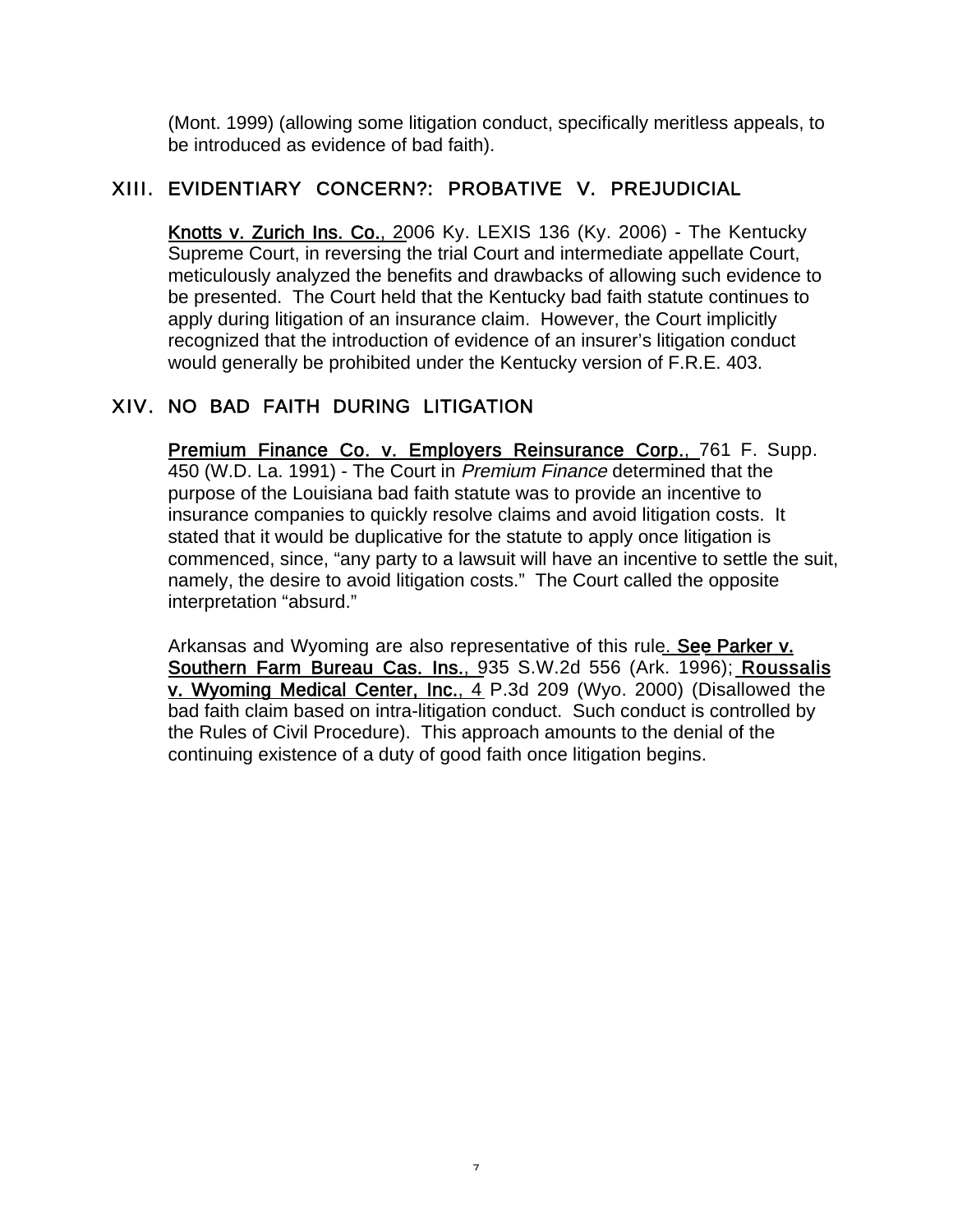(Mont. 1999) (allowing some litigation conduct, specifically meritless appeals, to be introduced as evidence of bad faith).

## XIII. EVIDENTIARY CONCERN?: PROBATIVE V. PREJUDICIAL

Knotts v. Zurich Ins. Co., 2006 Ky. LEXIS 136 (Ky. 2006) - The Kentucky Supreme Court, in reversing the trial Court and intermediate appellate Court, meticulously analyzed the benefits and drawbacks of allowing such evidence to be presented. The Court held that the Kentucky bad faith statute continues to apply during litigation of an insurance claim. However, the Court implicitly recognized that the introduction of evidence of an insurer's litigation conduct would generally be prohibited under the Kentucky version of F.R.E. 403.

## XIV. NO BAD FAITH DURING LITIGATION

Premium Finance Co. v. Employers Reinsurance Corp., 761 F. Supp. 450 (W.D. La. 1991) - The Court in *Premium Finance* determined that the purpose of the Louisiana bad faith statute was to provide an incentive to insurance companies to quickly resolve claims and avoid litigation costs. It stated that it would be duplicative for the statute to apply once litigation is commenced, since, "any party to a lawsuit will have an incentive to settle the suit, namely, the desire to avoid litigation costs." The Court called the opposite interpretation "absurd."

Arkansas and Wyoming are also representative of this rule. See Parker v. Southern Farm Bureau Cas. Ins., 935 S.W.2d 556 (Ark. 1996); Roussalis v. Wyoming Medical Center, Inc., 4 P.3d 209 (Wyo. 2000) (Disallowed the bad faith claim based on intra-litigation conduct. Such conduct is controlled by the Rules of Civil Procedure). This approach amounts to the denial of the continuing existence of a duty of good faith once litigation begins.